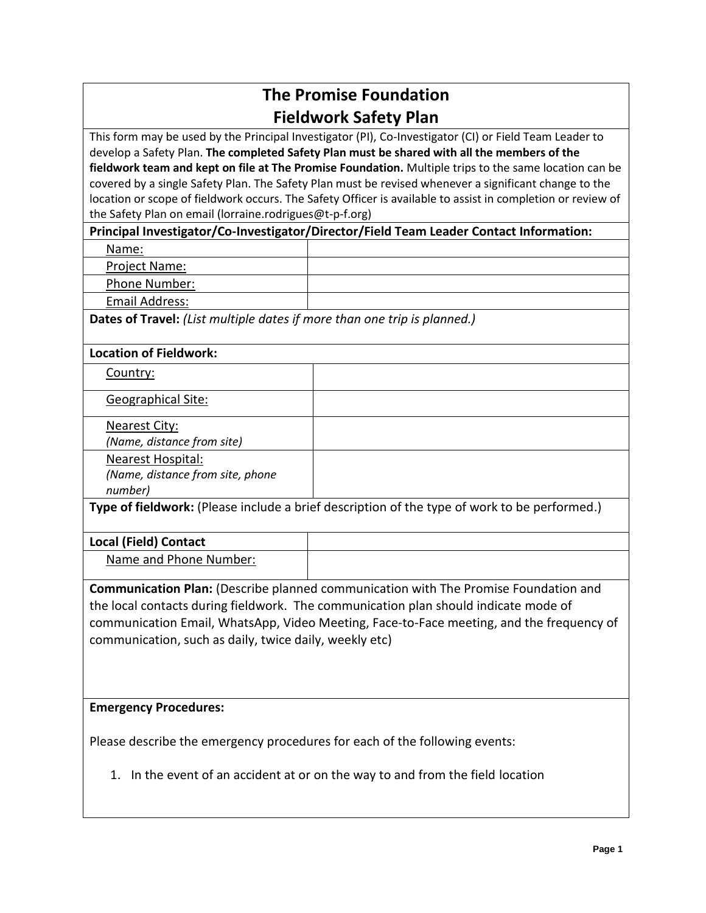# The Promise Foundation
# Fieldwork Safety Plan

This form may be used by the Principal Investigator (PI), Co-Investigator (CI) or Field Team Leader to develop a Safety Plan. **The completed Safety Plan must be shared with all the members of the fieldwork team and kept on file at The Promise Foundation.** Multiple trips to the same location can be covered by a single Safety Plan. The Safety Plan must be revised whenever a significant change to the location or scope of fieldwork occurs. The Safety Officer is available to assist in completion or review of the Safety Plan on email (lorraine.rodrigues@t-p-f.org)

**Principal Investigator/Co-Investigator/Director/Field Team Leader Contact Information:**

| | |
|---|---|
| Name: | |
| Project Name: | |
| Phone Number: | |
| Email Address: | |

**Dates of Travel:** *(List multiple dates if more than one trip is planned.)*

**Location of Fieldwork:**

| | |
|---|---|
| Country: | |
| Geographical Site: | |
| Nearest City: *(Name, distance from site)* | |
| Nearest Hospital: *(Name, distance from site, phone number)* | |

**Type of fieldwork:** (Please include a brief description of the type of work to be performed.)

| | |
|---|---|
| **Local (Field) Contact** | |
| Name and Phone Number: | |

**Communication Plan:** (Describe planned communication with The Promise Foundation and the local contacts during fieldwork. The communication plan should indicate mode of communication Email, WhatsApp, Video Meeting, Face-to-Face meeting, and the frequency of communication, such as daily, twice daily, weekly etc)

**Emergency Procedures:**

Please describe the emergency procedures for each of the following events:

1. In the event of an accident at or on the way to and from the field location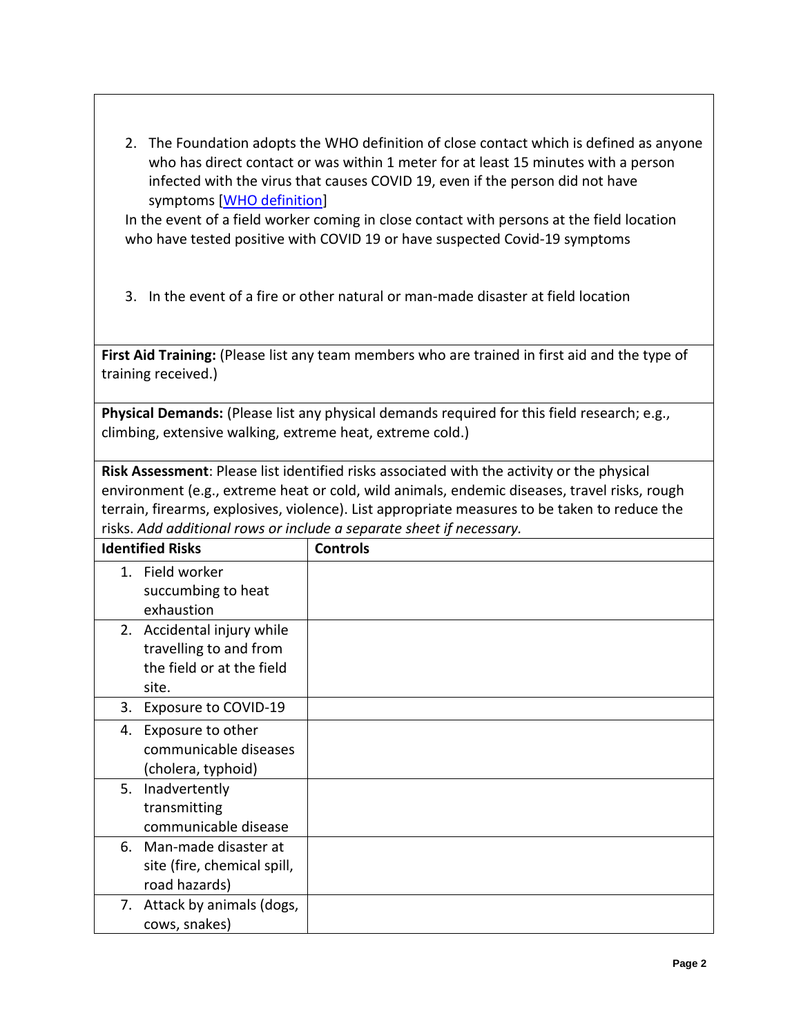2. The Foundation adopts the WHO definition of close contact which is defined as anyone who has direct contact or was within 1 meter for at least 15 minutes with a person infected with the virus that causes COVID 19, even if the person did not have symptoms [WHO definition]

   In the event of a field worker coming in close contact with persons at the field location who have tested positive with COVID 19 or have suspected Covid-19 symptoms

3. In the event of a fire or other natural or man-made disaster at field location

**First Aid Training:** (Please list any team members who are trained in first aid and the type of training received.)

**Physical Demands:** (Please list any physical demands required for this field research; e.g., climbing, extensive walking, extreme heat, extreme cold.)

**Risk Assessment**: Please list identified risks associated with the activity or the physical environment (e.g., extreme heat or cold, wild animals, endemic diseases, travel risks, rough terrain, firearms, explosives, violence). List appropriate measures to be taken to reduce the risks. *Add additional rows or include a separate sheet if necessary.*

| Identified Risks | Controls |
|---|---|
| 1. Field worker succumbing to heat exhaustion | |
| 2. Accidental injury while travelling to and from the field or at the field site. | |
| 3. Exposure to COVID-19 | |
| 4. Exposure to other communicable diseases (cholera, typhoid) | |
| 5. Inadvertently transmitting communicable disease | |
| 6. Man-made disaster at site (fire, chemical spill, road hazards) | |
| 7. Attack by animals (dogs, cows, snakes) | |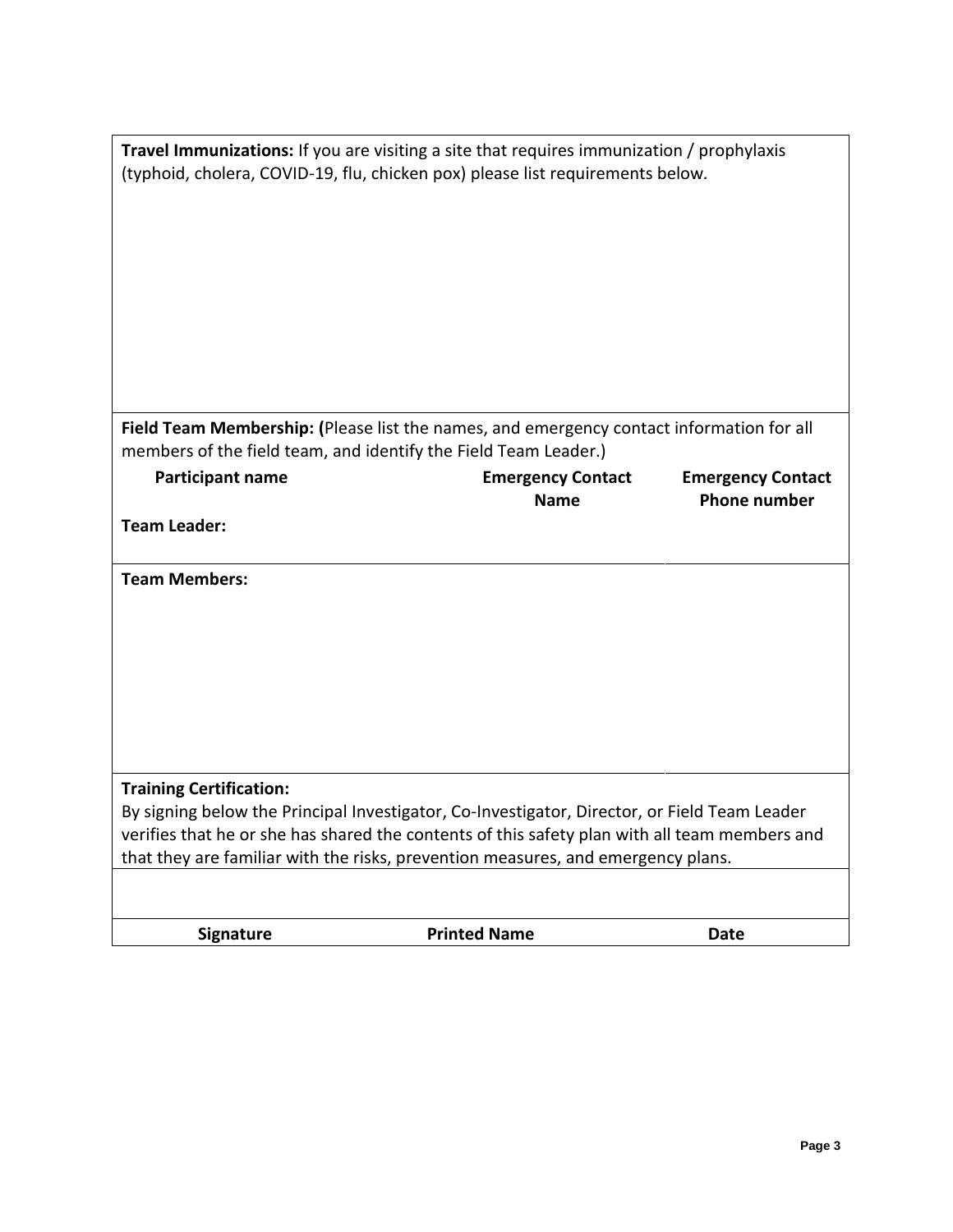**Travel Immunizations:** If you are visiting a site that requires immunization / prophylaxis (typhoid, cholera, COVID-19, flu, chicken pox) please list requirements below.

**Field Team Membership: (**Please list the names, and emergency contact information for all members of the field team, and identify the Field Team Leader.)

| Participant name | Emergency Contact Name | Emergency Contact Phone number |
|---|---|---|
| **Team Leader:** | | |
| **Team Members:** | | |

**Training Certification:**
By signing below the Principal Investigator, Co-Investigator, Director, or Field Team Leader verifies that he or she has shared the contents of this safety plan with all team members and that they are familiar with the risks, prevention measures, and emergency plans.

| | | |
|---|---|---|
| | | |
| **Signature** | **Printed Name** | **Date** |